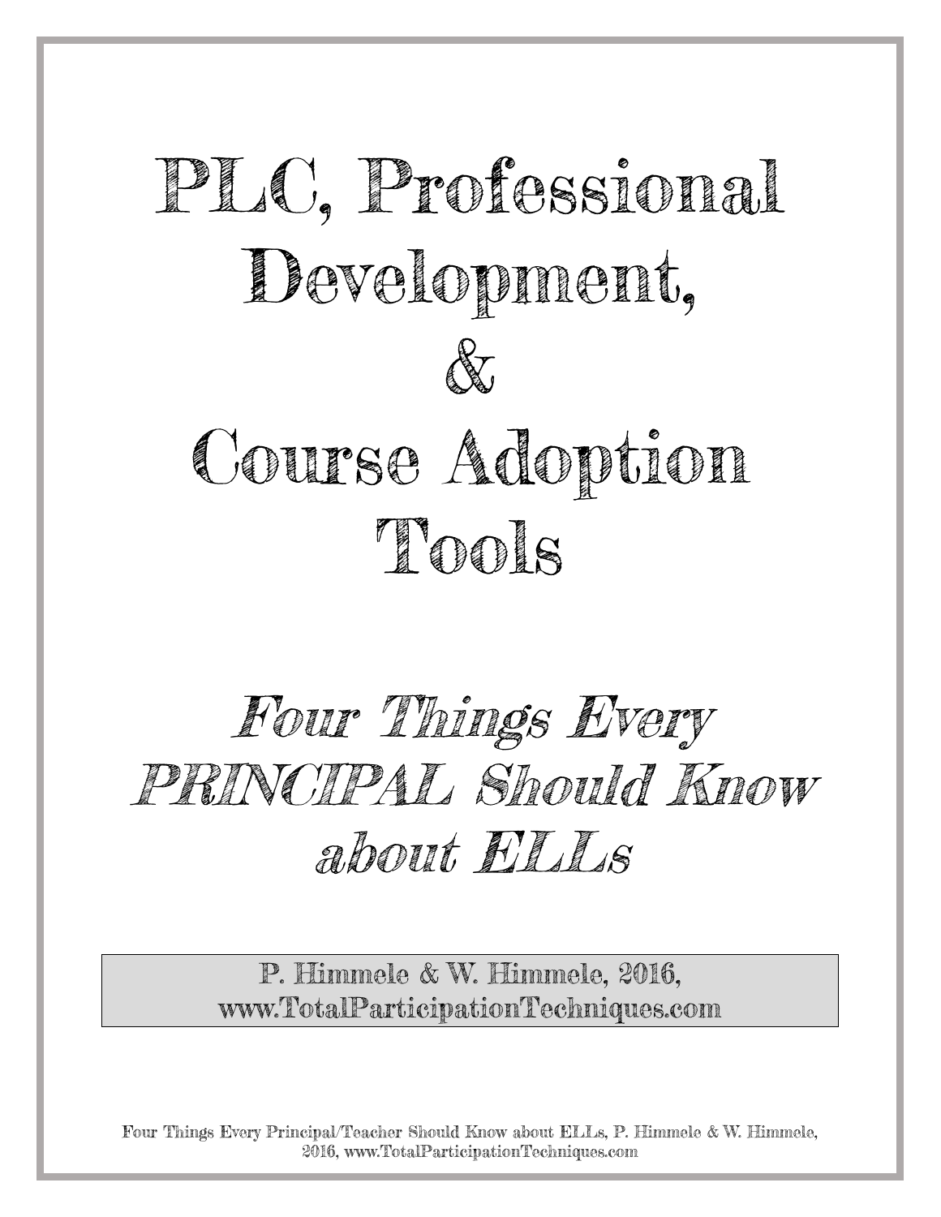# PLC, Professional Development, & Course Adoption Tools

## *Four Things Every PRINCIPAL Should Know about ELLs*

P. Himmele & W. Himmele, 2016, www.TotalParticipationTechniques.com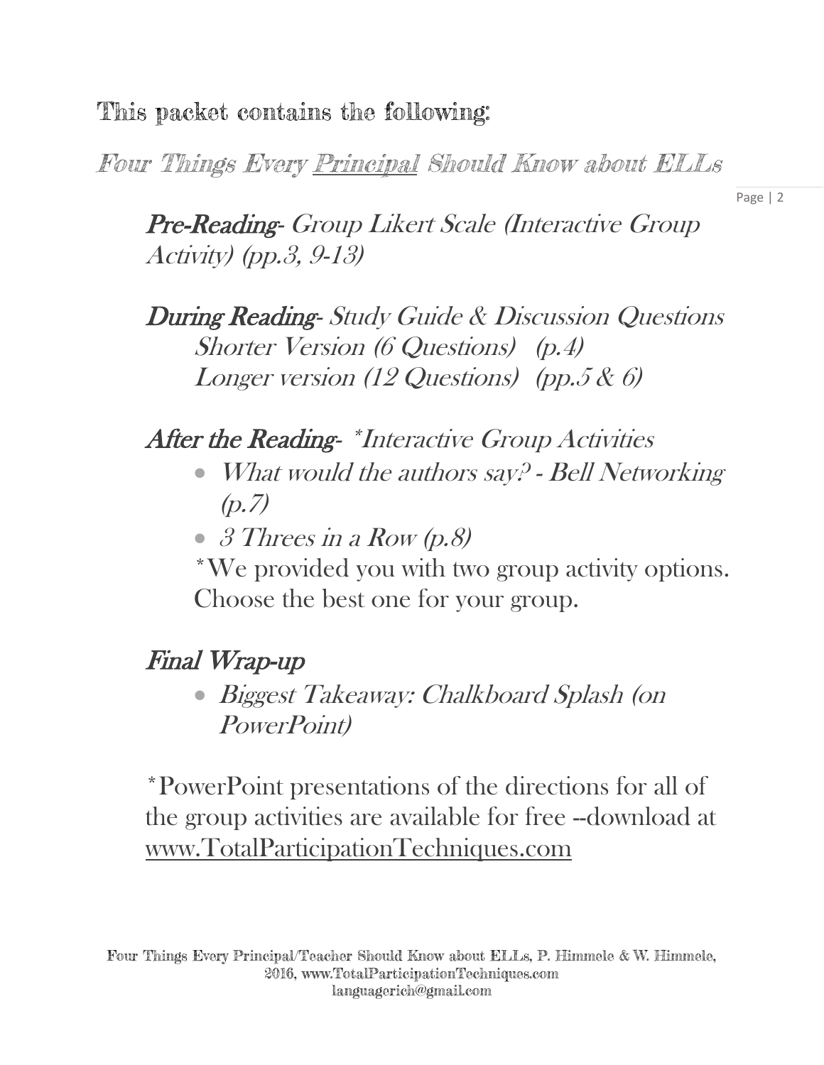# This packet contains the following:

## *Four Things Every Principal Should Know about ELLs*

***Pre-Reading***- *Group Likert Scale (Interactive Group Activity) (pp.3, 9-13)*

***During Reading***- *Study Guide & Discussion Questions*
*Shorter Version (6 Questions) (p.4)*
*Longer version (12 Questions) (pp.5 & 6)*

***After the Reading***- *\*Interactive Group Activities*

- *What would the authors say? - Bell Networking (p.7)*
- *3 Threes in a Row (p.8)*

\*We provided you with two group activity options. Choose the best one for your group.

## *Final Wrap-up*

- *Biggest Takeaway: Chalkboard Splash (on PowerPoint)*

\*PowerPoint presentations of the directions for all of the group activities are available for free --download at www.TotalParticipationTechniques.com

Four Things Every Principal/Teacher Should Know about ELLs, P. Himmele & W. Himmele, 2016, www.TotalParticipationTechniques.com
languagerich@gmail.com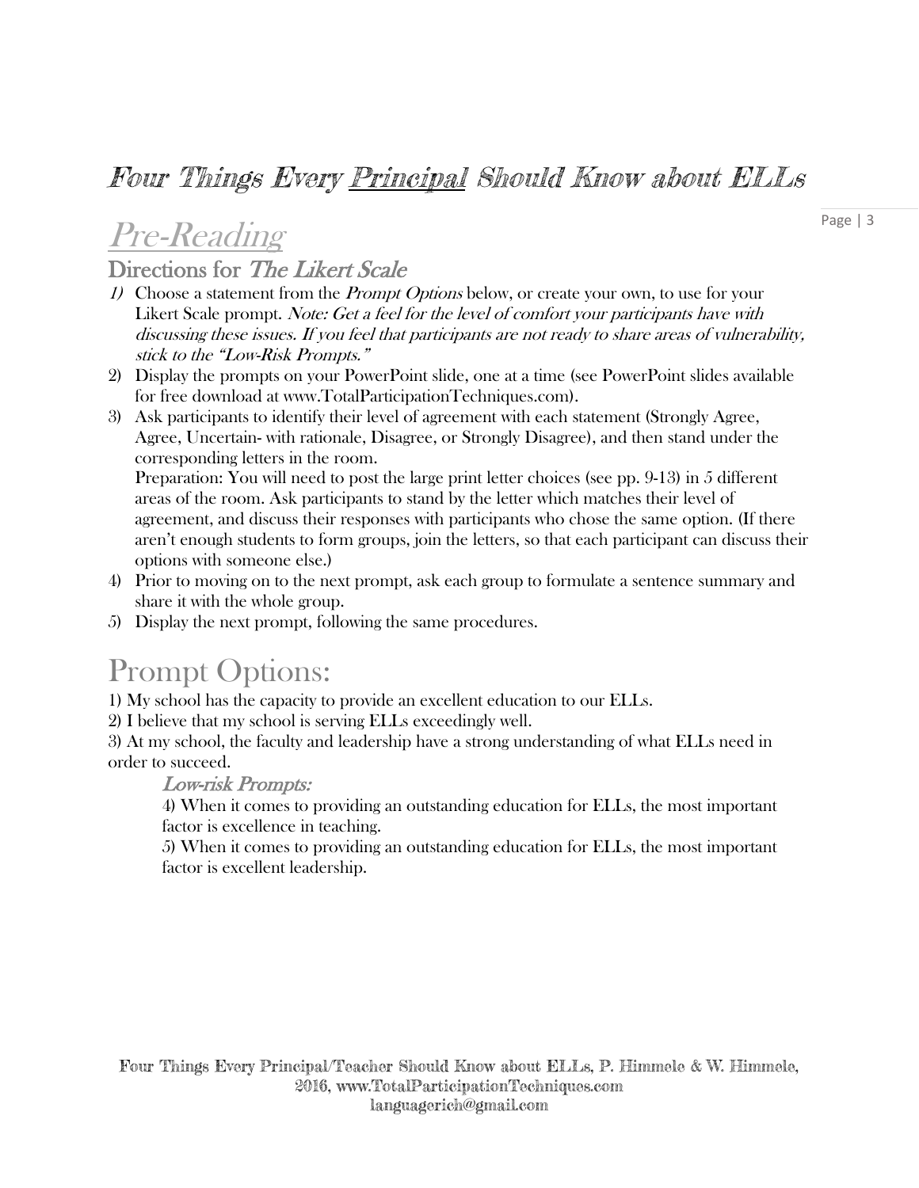# *Four Things Every Principal Should Know about ELLs*

## *Pre-Reading*

### Directions for *The Likert Scale*

1) Choose a statement from the *Prompt Options* below, or create your own, to use for your Likert Scale prompt. *Note: Get a feel for the level of comfort your participants have with discussing these issues. If you feel that participants are not ready to share areas of vulnerability, stick to the "Low-Risk Prompts."*
2) Display the prompts on your PowerPoint slide, one at a time (see PowerPoint slides available for free download at www.TotalParticipationTechniques.com).
3) Ask participants to identify their level of agreement with each statement (Strongly Agree, Agree, Uncertain- with rationale, Disagree, or Strongly Disagree), and then stand under the corresponding letters in the room.
   Preparation: You will need to post the large print letter choices (see pp. 9-13) in 5 different areas of the room. Ask participants to stand by the letter which matches their level of agreement, and discuss their responses with participants who chose the same option. (If there aren't enough students to form groups, join the letters, so that each participant can discuss their options with someone else.)
4) Prior to moving on to the next prompt, ask each group to formulate a sentence summary and share it with the whole group.
5) Display the next prompt, following the same procedures.

## Prompt Options:

1) My school has the capacity to provide an excellent education to our ELLs.
2) I believe that my school is serving ELLs exceedingly well.
3) At my school, the faculty and leadership have a strong understanding of what ELLs need in order to succeed.

*Low-risk Prompts:*

4) When it comes to providing an outstanding education for ELLs, the most important factor is excellence in teaching.
5) When it comes to providing an outstanding education for ELLs, the most important factor is excellent leadership.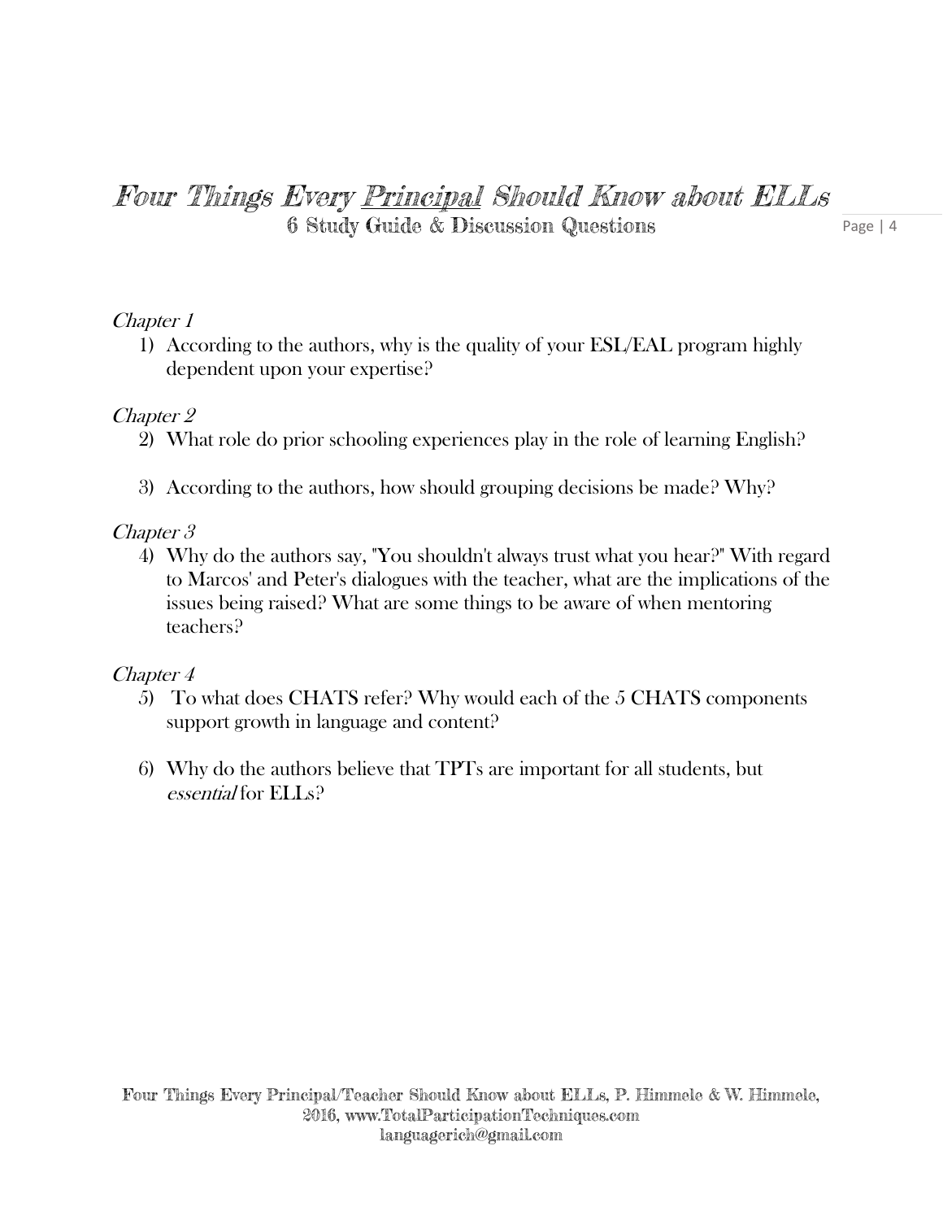# *Four Things Every Principal Should Know about ELLs*

## 6 Study Guide & Discussion Questions

*Chapter 1*

1) According to the authors, why is the quality of your ESL/EAL program highly dependent upon your expertise?

*Chapter 2*

2) What role do prior schooling experiences play in the role of learning English?

3) According to the authors, how should grouping decisions be made? Why?

*Chapter 3*

4) Why do the authors say, "You shouldn't always trust what you hear?" With regard to Marcos' and Peter's dialogues with the teacher, what are the implications of the issues being raised? What are some things to be aware of when mentoring teachers?

*Chapter 4*

5) To what does CHATS refer? Why would each of the 5 CHATS components support growth in language and content?

6) Why do the authors believe that TPTs are important for all students, but *essential* for ELLs?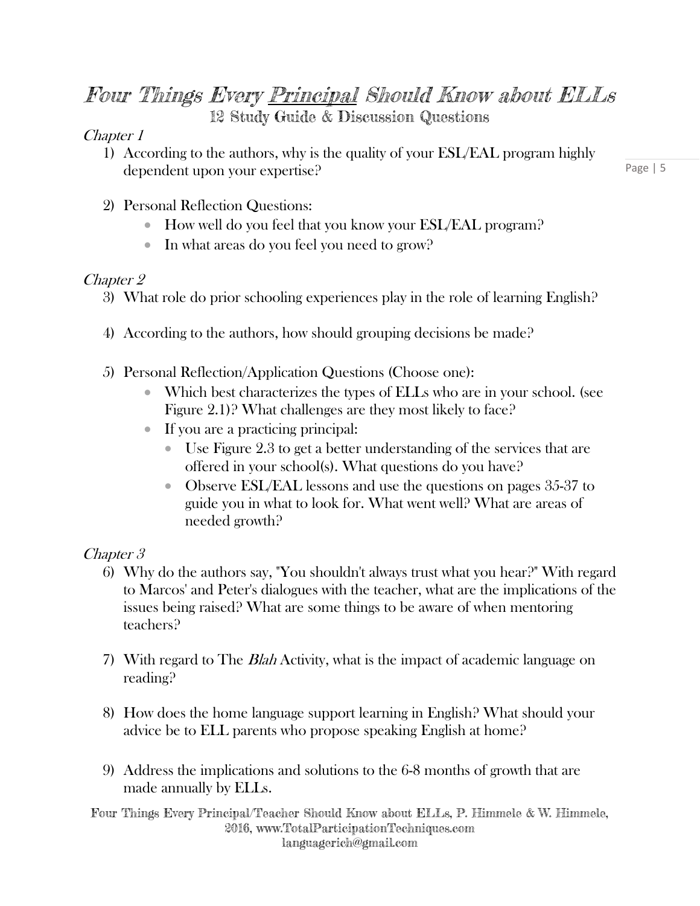# *Four Things Every <u>Principal</u> Should Know about ELLs*

## 12 Study Guide & Discussion Questions

### *Chapter 1*

1) According to the authors, why is the quality of your ESL/EAL program highly dependent upon your expertise?

2) Personal Reflection Questions:
   - How well do you feel that you know your ESL/EAL program?
   - In what areas do you feel you need to grow?

### *Chapter 2*

3) What role do prior schooling experiences play in the role of learning English?

4) According to the authors, how should grouping decisions be made?

5) Personal Reflection/Application Questions (Choose one):
   - Which best characterizes the types of ELLs who are in your school. (see Figure 2.1)? What challenges are they most likely to face?
   - If you are a practicing principal:
     - Use Figure 2.3 to get a better understanding of the services that are offered in your school(s). What questions do you have?
     - Observe ESL/EAL lessons and use the questions on pages 35-37 to guide you in what to look for. What went well? What are areas of needed growth?

### *Chapter 3*

6) Why do the authors say, "You shouldn't always trust what you hear?" With regard to Marcos' and Peter's dialogues with the teacher, what are the implications of the issues being raised? What are some things to be aware of when mentoring teachers?

7) With regard to The *Blah* Activity, what is the impact of academic language on reading?

8) How does the home language support learning in English? What should your advice be to ELL parents who propose speaking English at home?

9) Address the implications and solutions to the 6-8 months of growth that are made annually by ELLs.

Four Things Every Principal/Teacher Should Know about ELLs, P. Himmele & W. Himmele, 2016, www.TotalParticipationTechniques.com
languagerich@gmail.com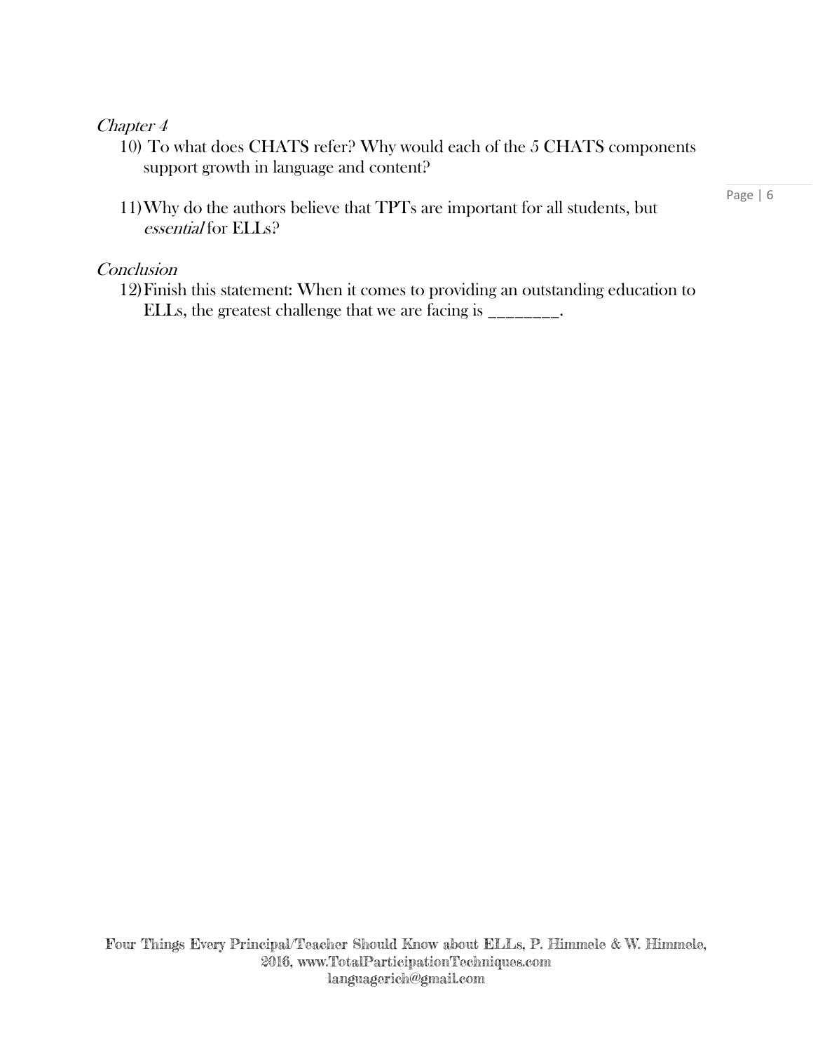*Chapter 4*

10) To what does CHATS refer? Why would each of the 5 CHATS components support growth in language and content?

11) Why do the authors believe that TPTs are important for all students, but *essential* for ELLs?

*Conclusion*

12) Finish this statement: When it comes to providing an outstanding education to ELLs, the greatest challenge that we are facing is ________.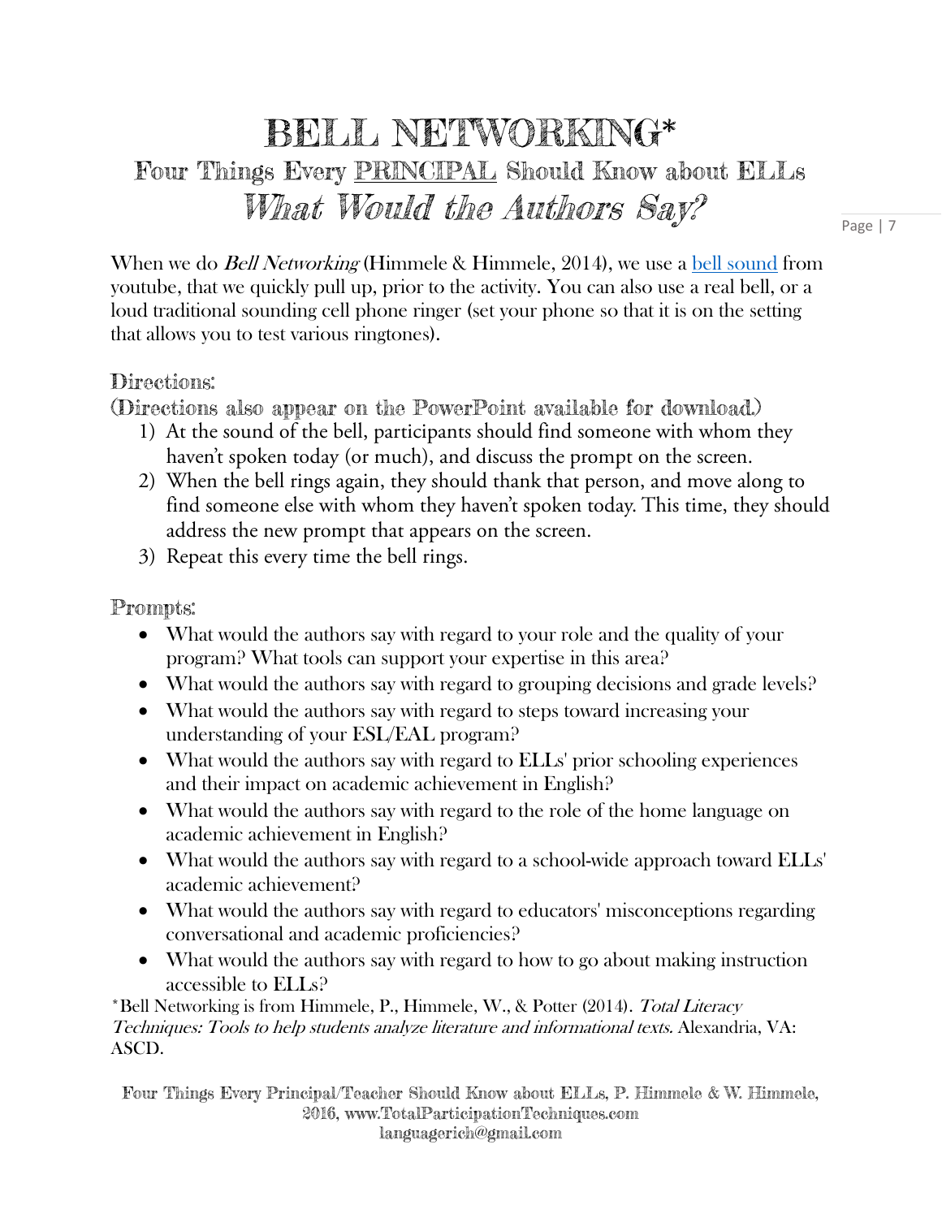# BELL NETWORKING*

## Four Things Every PRINCIPAL Should Know about ELLs

## *What Would the Authors Say?*

When we do *Bell Networking* (Himmele & Himmele, 2014), we use a bell sound from youtube, that we quickly pull up, prior to the activity. You can also use a real bell, or a loud traditional sounding cell phone ringer (set your phone so that it is on the setting that allows you to test various ringtones).

### Directions:

(Directions also appear on the PowerPoint available for download.)

1) At the sound of the bell, participants should find someone with whom they haven't spoken today (or much), and discuss the prompt on the screen.
2) When the bell rings again, they should thank that person, and move along to find someone else with whom they haven't spoken today. This time, they should address the new prompt that appears on the screen.
3) Repeat this every time the bell rings.

### Prompts:

- What would the authors say with regard to your role and the quality of your program? What tools can support your expertise in this area?
- What would the authors say with regard to grouping decisions and grade levels?
- What would the authors say with regard to steps toward increasing your understanding of your ESL/EAL program?
- What would the authors say with regard to ELLs' prior schooling experiences and their impact on academic achievement in English?
- What would the authors say with regard to the role of the home language on academic achievement in English?
- What would the authors say with regard to a school-wide approach toward ELLs' academic achievement?
- What would the authors say with regard to educators' misconceptions regarding conversational and academic proficiencies?
- What would the authors say with regard to how to go about making instruction accessible to ELLs?

*Bell Networking is from Himmele, P., Himmele, W., & Potter (2014). *Total Literacy Techniques: Tools to help students analyze literature and informational texts.* Alexandria, VA: ASCD.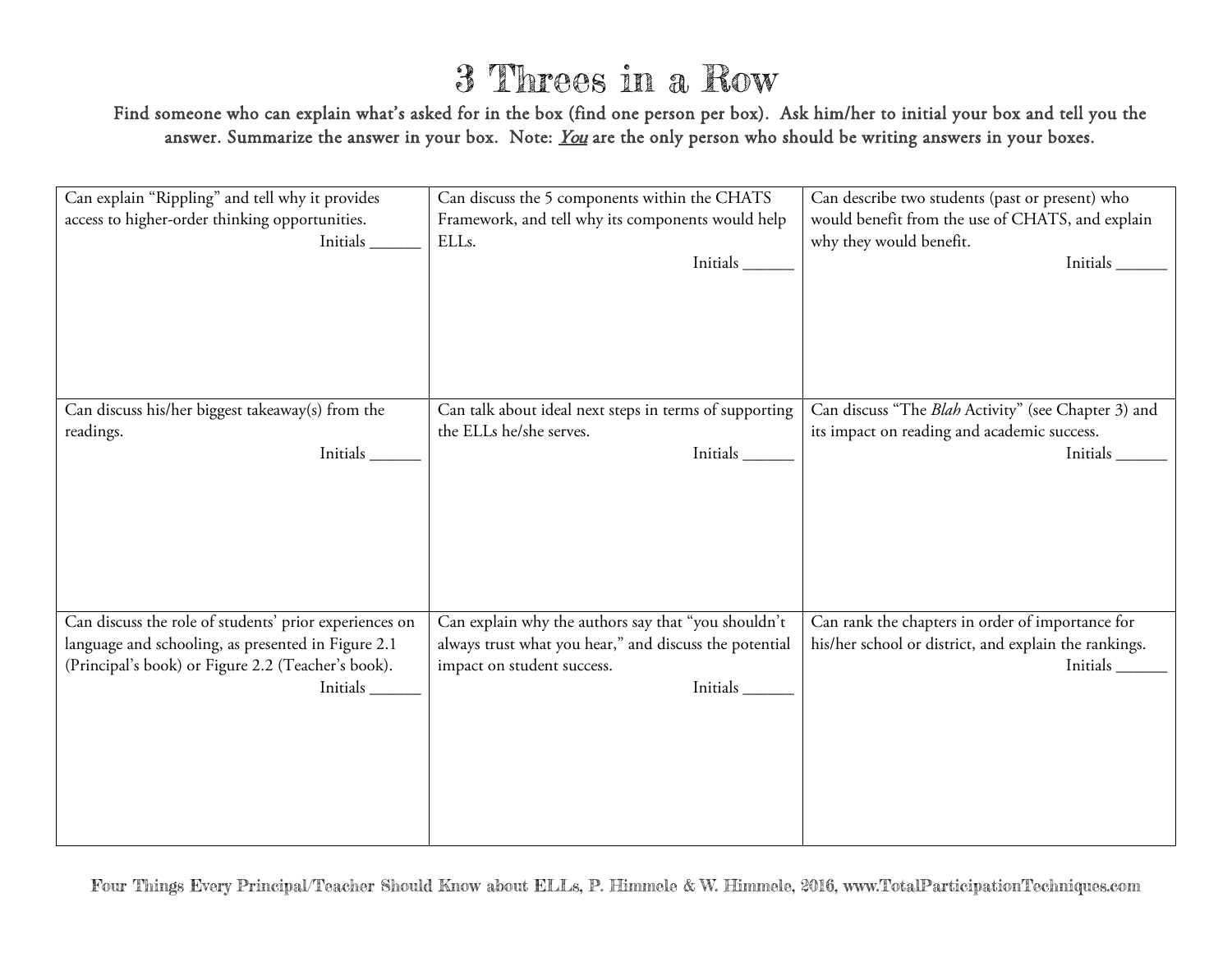# 3 Threes in a Row

**Find someone who can explain what's asked for in the box (find one person per box). Ask him/her to initial your box and tell you the answer. Summarize the answer in your box. Note: *You* are the only person who should be writing answers in your boxes.**

| | | |
|---|---|---|
| Can explain "Rippling" and tell why it provides access to higher-order thinking opportunities. Initials ______ | Can discuss the 5 components within the CHATS Framework, and tell why its components would help ELLs. Initials ______ | Can describe two students (past or present) who would benefit from the use of CHATS, and explain why they would benefit. Initials ______ |
| Can discuss his/her biggest takeaway(s) from the readings. Initials ______ | Can talk about ideal next steps in terms of supporting the ELLs he/she serves. Initials ______ | Can discuss "The *Blah* Activity" (see Chapter 3) and its impact on reading and academic success. Initials ______ |
| Can discuss the role of students' prior experiences on language and schooling, as presented in Figure 2.1 (Principal's book) or Figure 2.2 (Teacher's book). Initials ______ | Can explain why the authors say that "you shouldn't always trust what you hear," and discuss the potential impact on student success. Initials ______ | Can rank the chapters in order of importance for his/her school or district, and explain the rankings. Initials ______ |

Four Things Every Principal/Teacher Should Know about ELLs, P. Himmele & W. Himmele, 2016, www.TotalParticipationTechniques.com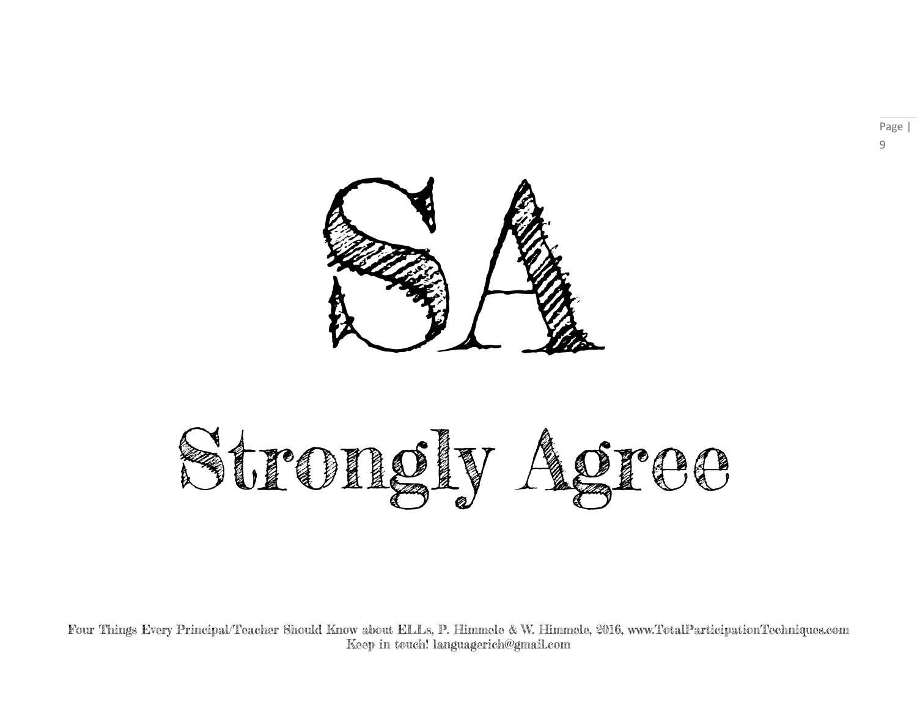# SA

# Strongly Agree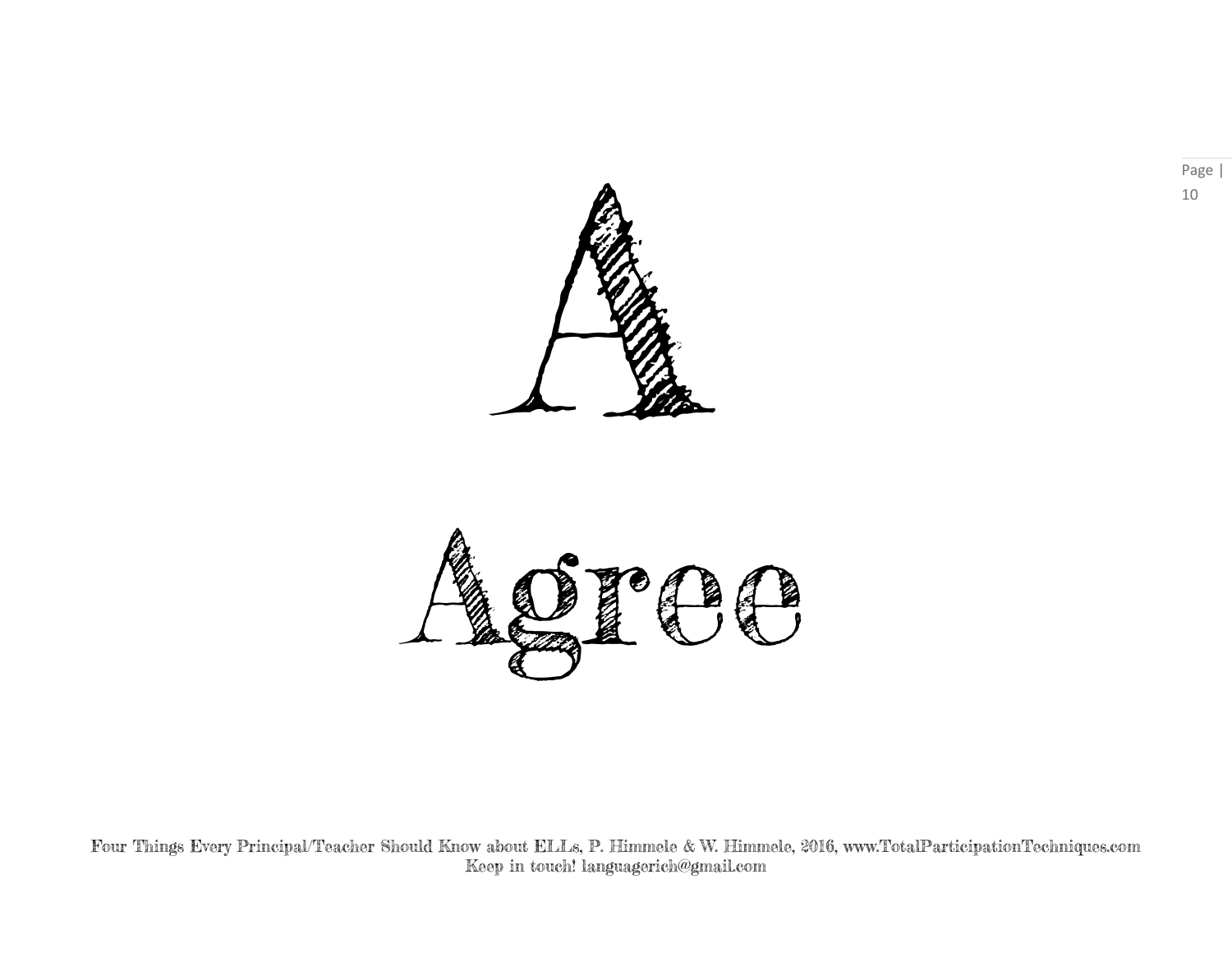# A

# Agree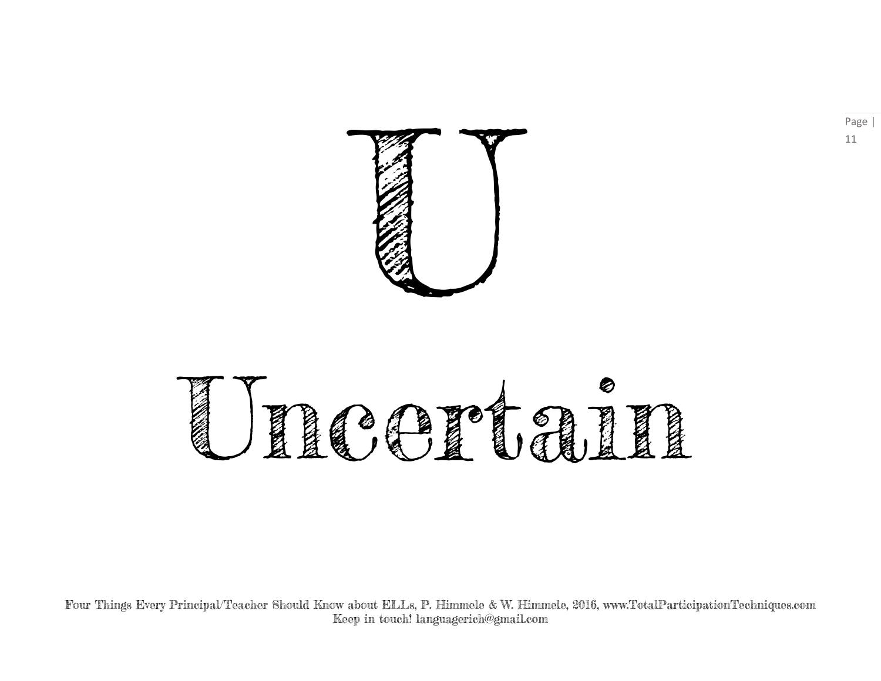# U

# Uncertain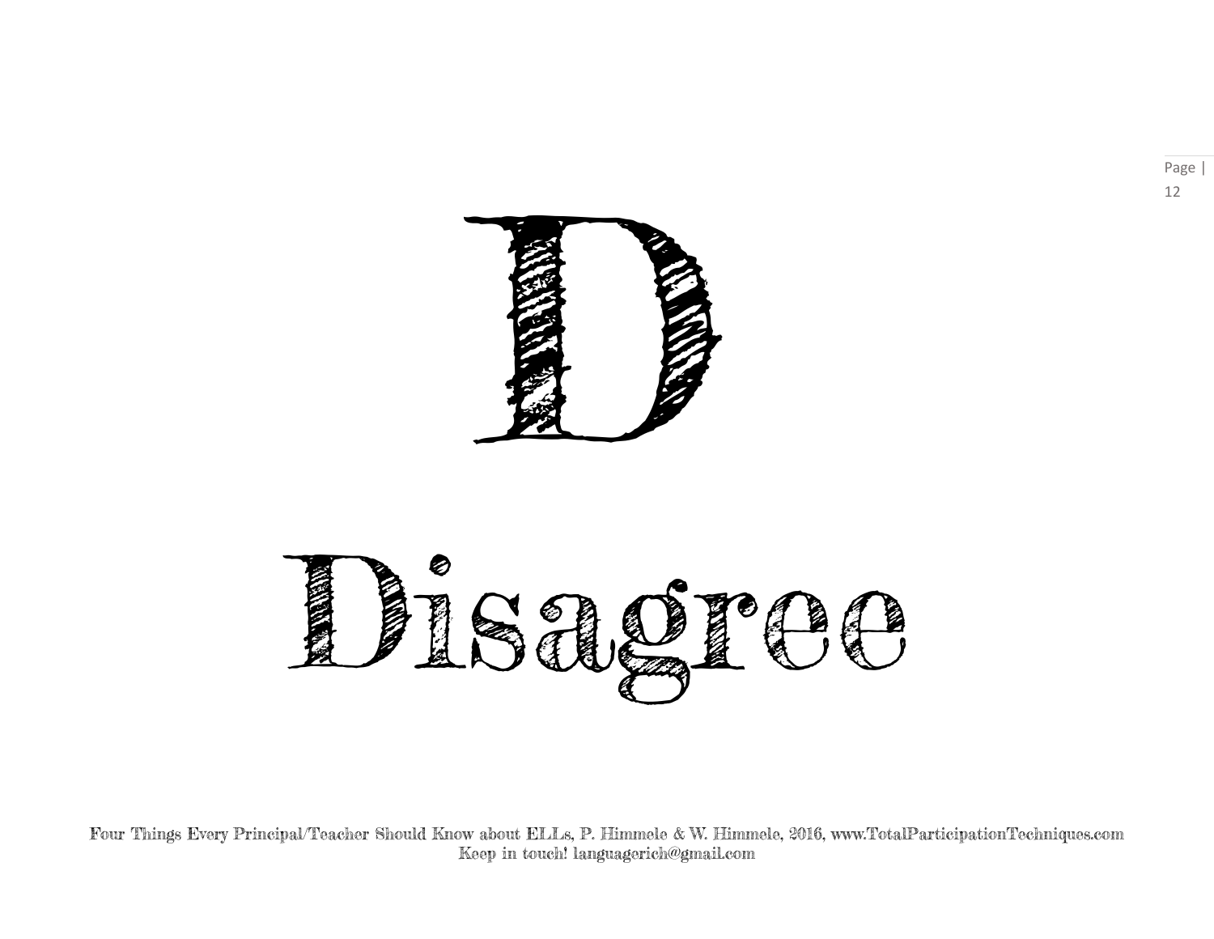# D

# Disagree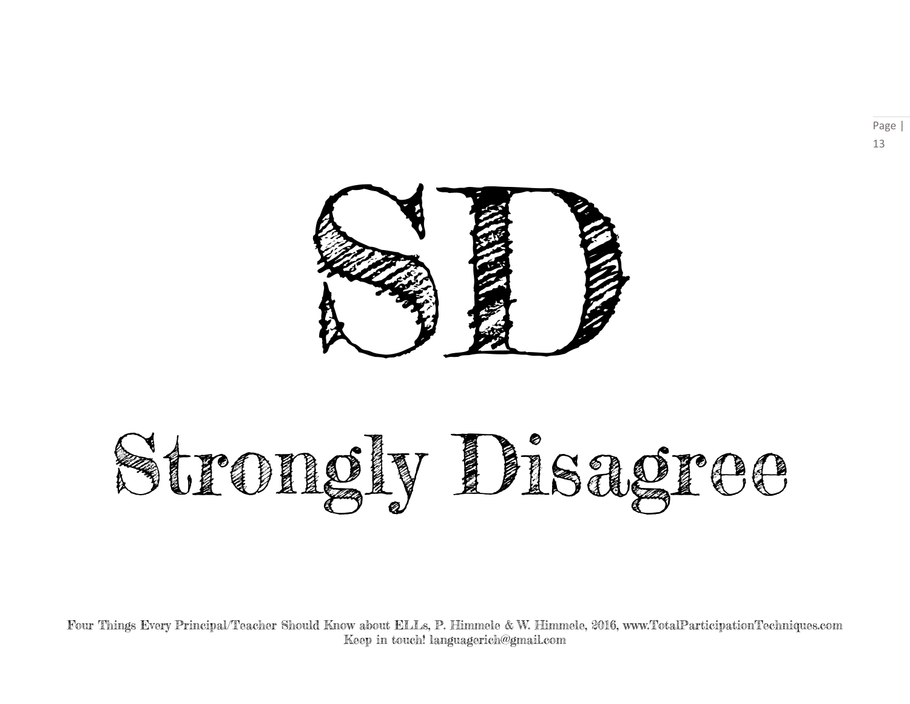# SD

# Strongly Disagree